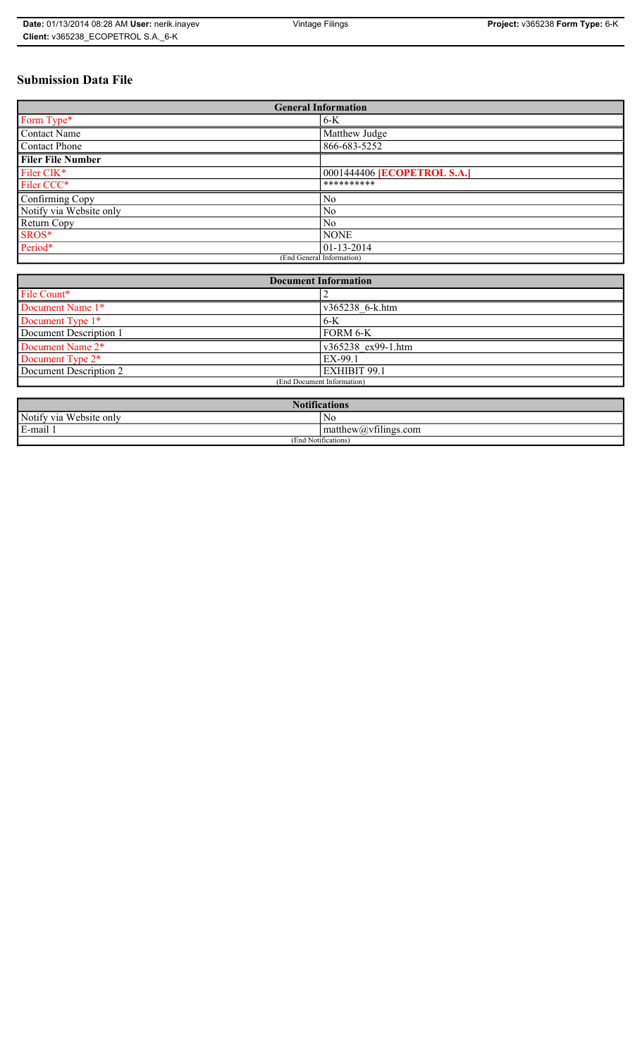# Submission Data File

| General Information | |
|---|---|
| Form Type* | 6-K |
| Contact Name | Matthew Judge |
| Contact Phone | 866-683-5252 |
| **Filer File Number** | |
| Filer CIK* | 0001444406 **[ECOPETROL S.A.]** |
| Filer CCC* | ********** |
| Confirming Copy | No |
| Notify via Website only | No |
| Return Copy | No |
| SROS* | NONE |
| Period* | 01-13-2014 |
| (End General Information) | |

| Document Information | |
|---|---|
| File Count* | 2 |
| Document Name 1* | v365238_6-k.htm |
| Document Type 1* | 6-K |
| Document Description 1 | FORM 6-K |
| Document Name 2* | v365238_ex99-1.htm |
| Document Type 2* | EX-99.1 |
| Document Description 2 | EXHIBIT 99.1 |
| (End Document Information) | |

| Notifications | |
|---|---|
| Notify via Website only | No |
| E-mail 1 | matthew@vfilings.com |
| (End Notifications) | |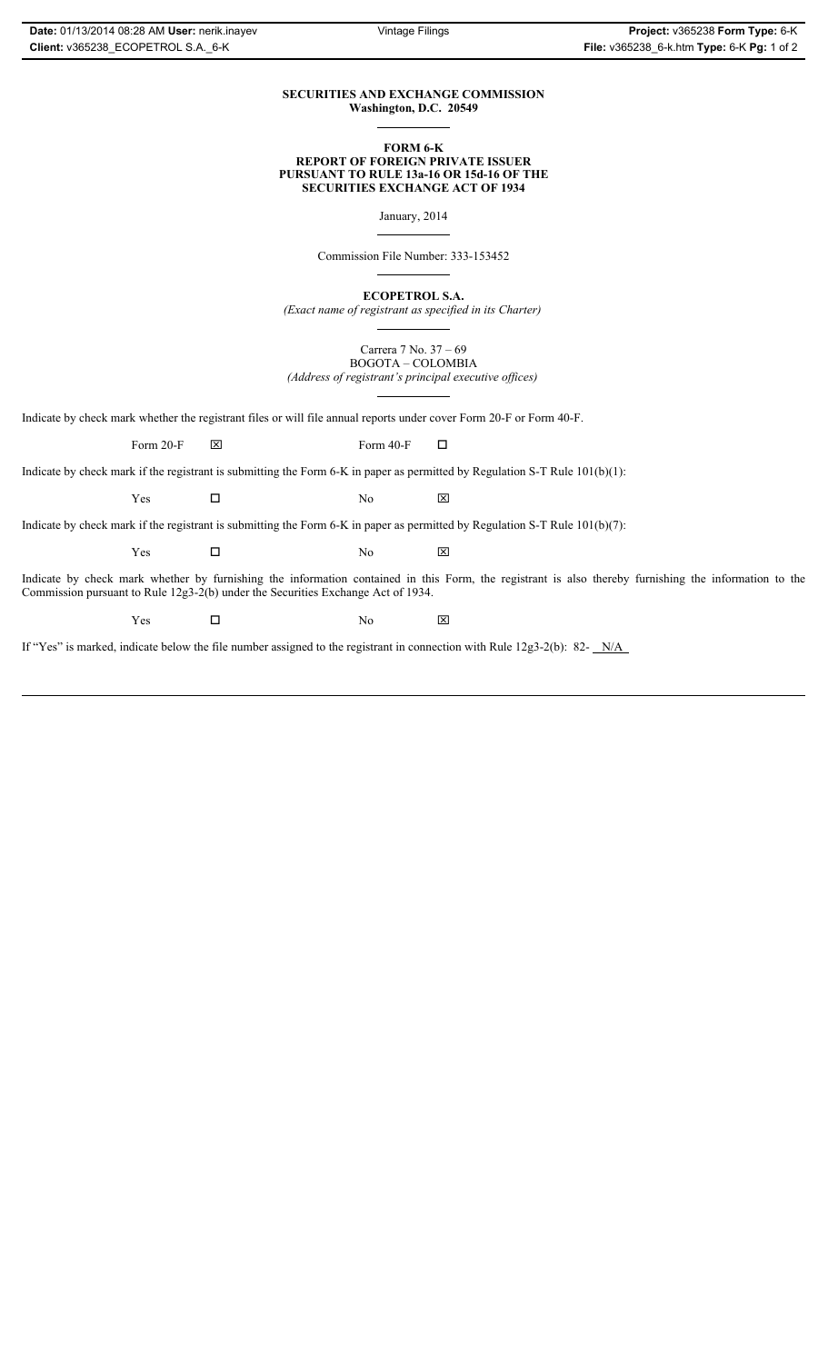**SECURITIES AND EXCHANGE COMMISSION**
**Washington, D.C. 20549**

**FORM 6-K**
**REPORT OF FOREIGN PRIVATE ISSUER**
**PURSUANT TO RULE 13a-16 OR 15d-16 OF THE**
**SECURITIES EXCHANGE ACT OF 1934**

January, 2014

Commission File Number: 333-153452

**ECOPETROL S.A.**
*(Exact name of registrant as specified in its Charter)*

Carrera 7 No. 37 – 69
BOGOTA – COLOMBIA
*(Address of registrant's principal executive offices)*

Indicate by check mark whether the registrant files or will file annual reports under cover Form 20-F or Form 40-F.

Form 20-F ☒ Form 40-F ☐

Indicate by check mark if the registrant is submitting the Form 6-K in paper as permitted by Regulation S-T Rule 101(b)(1):

Yes ☐ No ☒

Indicate by check mark if the registrant is submitting the Form 6-K in paper as permitted by Regulation S-T Rule 101(b)(7):

Yes ☐ No ☒

Indicate by check mark whether by furnishing the information contained in this Form, the registrant is also thereby furnishing the information to the Commission pursuant to Rule 12g3-2(b) under the Securities Exchange Act of 1934.

Yes ☐ No ☒

If "Yes" is marked, indicate below the file number assigned to the registrant in connection with Rule 12g3-2(b): 82- N/A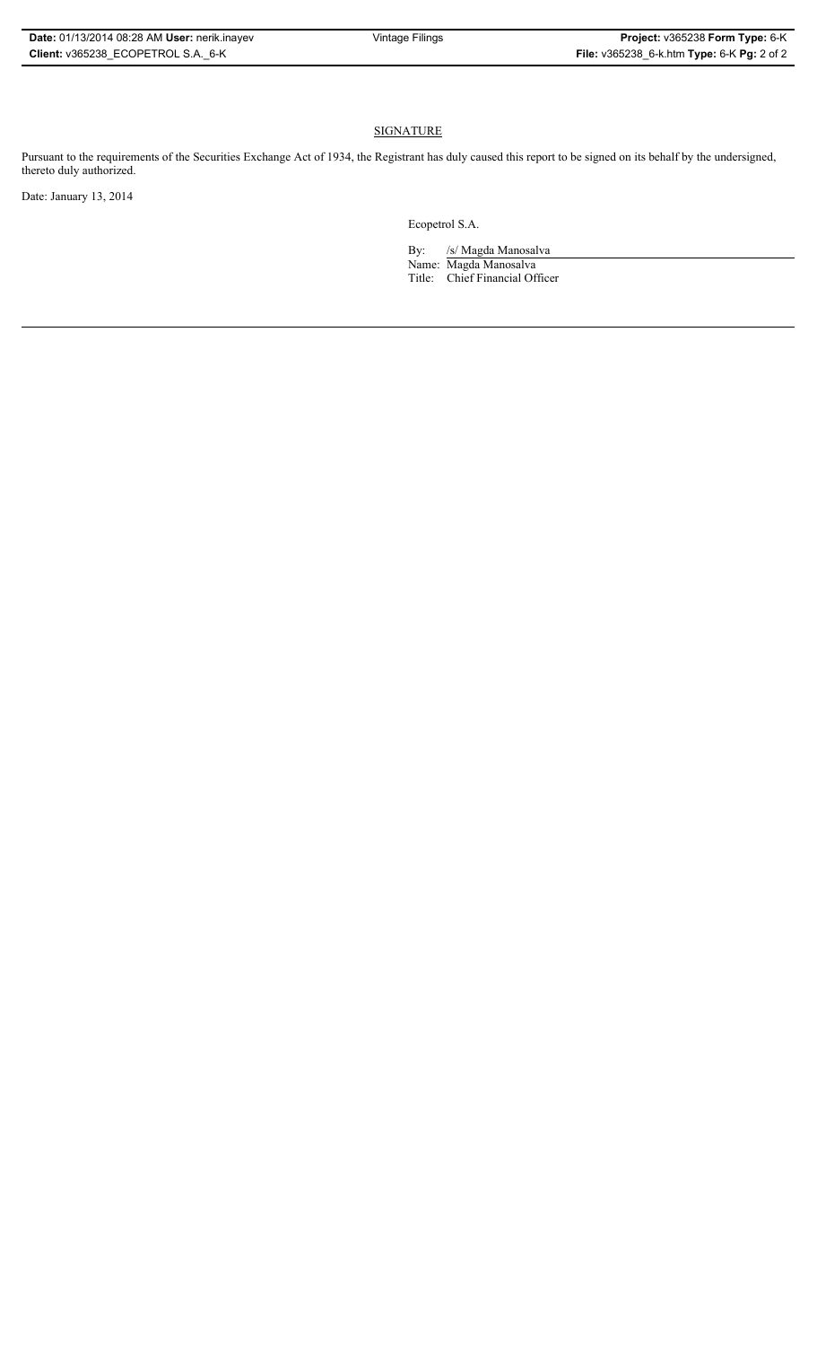## SIGNATURE

Pursuant to the requirements of the Securities Exchange Act of 1934, the Registrant has duly caused this report to be signed on its behalf by the undersigned, thereto duly authorized.

Date: January 13, 2014

Ecopetrol S.A.

By: /s/ Magda Manosalva

Name: Magda Manosalva

Title: Chief Financial Officer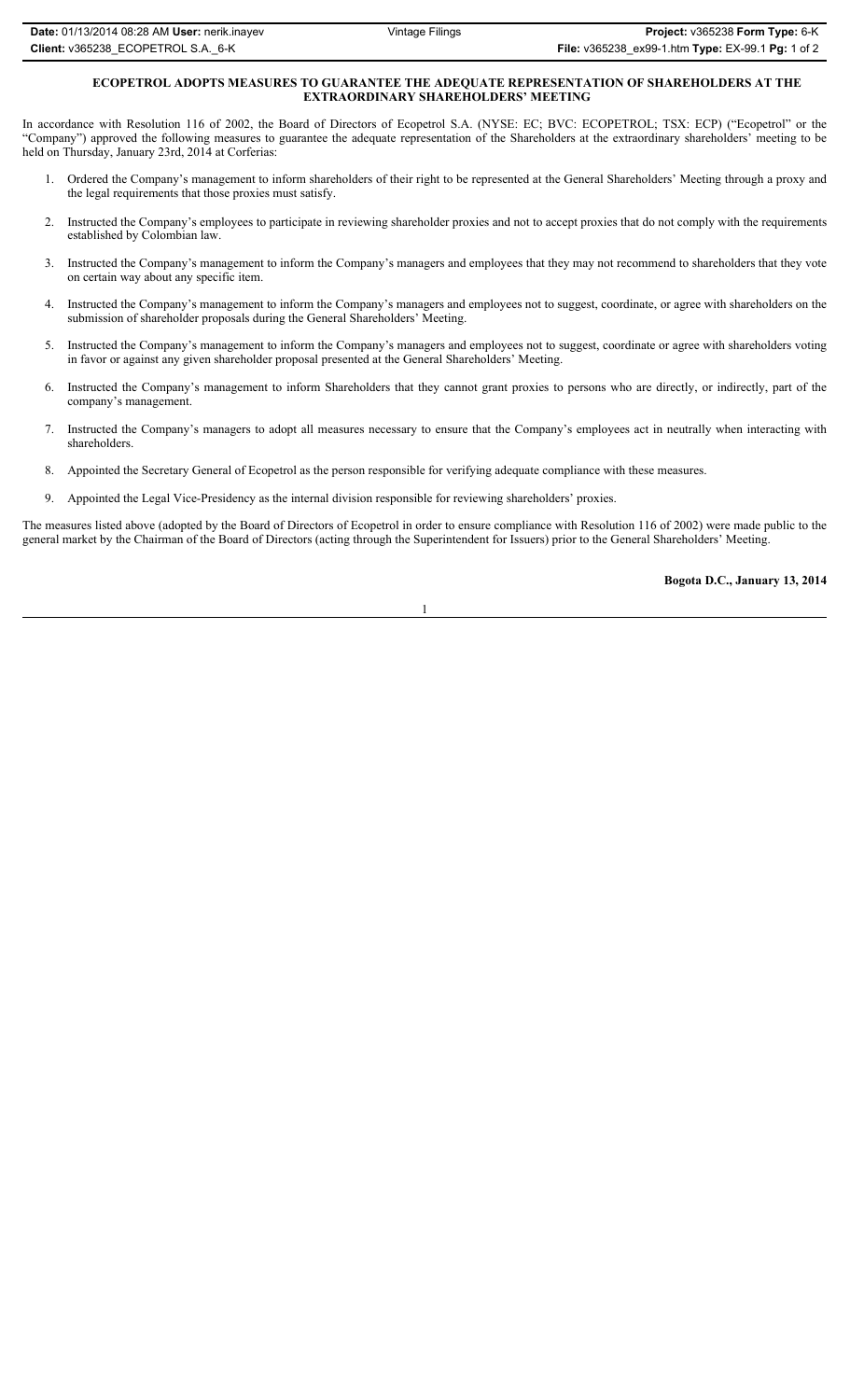**ECOPETROL ADOPTS MEASURES TO GUARANTEE THE ADEQUATE REPRESENTATION OF SHAREHOLDERS AT THE EXTRAORDINARY SHAREHOLDERS' MEETING**

In accordance with Resolution 116 of 2002, the Board of Directors of Ecopetrol S.A. (NYSE: EC; BVC: ECOPETROL; TSX: ECP) ("Ecopetrol" or the "Company") approved the following measures to guarantee the adequate representation of the Shareholders at the extraordinary shareholders' meeting to be held on Thursday, January 23rd, 2014 at Corferias:

1. Ordered the Company's management to inform shareholders of their right to be represented at the General Shareholders' Meeting through a proxy and the legal requirements that those proxies must satisfy.
2. Instructed the Company's employees to participate in reviewing shareholder proxies and not to accept proxies that do not comply with the requirements established by Colombian law.
3. Instructed the Company's management to inform the Company's managers and employees that they may not recommend to shareholders that they vote on certain way about any specific item.
4. Instructed the Company's management to inform the Company's managers and employees not to suggest, coordinate, or agree with shareholders on the submission of shareholder proposals during the General Shareholders' Meeting.
5. Instructed the Company's management to inform the Company's managers and employees not to suggest, coordinate or agree with shareholders voting in favor or against any given shareholder proposal presented at the General Shareholders' Meeting.
6. Instructed the Company's management to inform Shareholders that they cannot grant proxies to persons who are directly, or indirectly, part of the company's management.
7. Instructed the Company's managers to adopt all measures necessary to ensure that the Company's employees act in neutrally when interacting with shareholders.
8. Appointed the Secretary General of Ecopetrol as the person responsible for verifying adequate compliance with these measures.
9. Appointed the Legal Vice-Presidency as the internal division responsible for reviewing shareholders' proxies.

The measures listed above (adopted by the Board of Directors of Ecopetrol in order to ensure compliance with Resolution 116 of 2002) were made public to the general market by the Chairman of the Board of Directors (acting through the Superintendent for Issuers) prior to the General Shareholders' Meeting.

**Bogota D.C., January 13, 2014**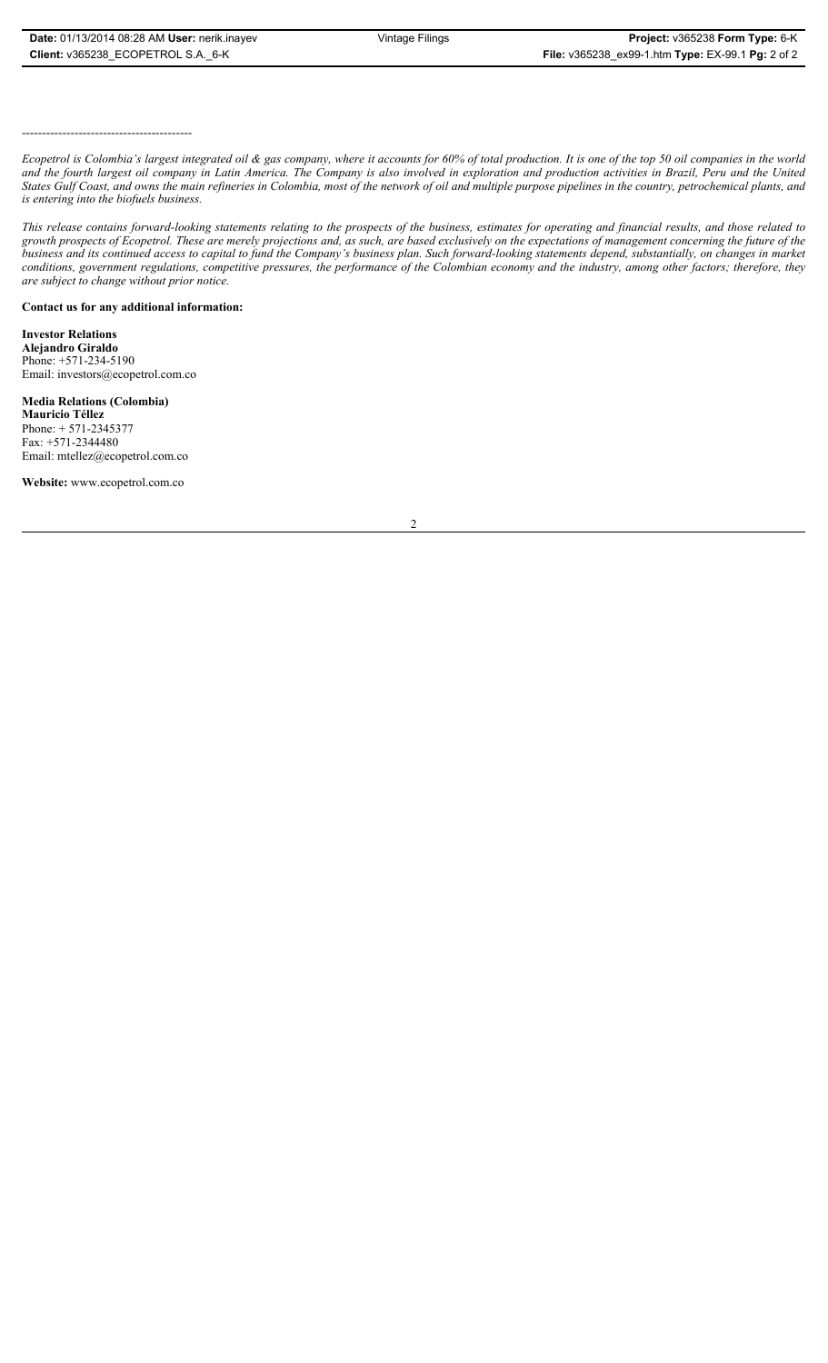-----------------------------------------

*Ecopetrol is Colombia's largest integrated oil & gas company, where it accounts for 60% of total production. It is one of the top 50 oil companies in the world and the fourth largest oil company in Latin America. The Company is also involved in exploration and production activities in Brazil, Peru and the United States Gulf Coast, and owns the main refineries in Colombia, most of the network of oil and multiple purpose pipelines in the country, petrochemical plants, and is entering into the biofuels business.*

*This release contains forward-looking statements relating to the prospects of the business, estimates for operating and financial results, and those related to growth prospects of Ecopetrol. These are merely projections and, as such, are based exclusively on the expectations of management concerning the future of the business and its continued access to capital to fund the Company's business plan. Such forward-looking statements depend, substantially, on changes in market conditions, government regulations, competitive pressures, the performance of the Colombian economy and the industry, among other factors; therefore, they are subject to change without prior notice.*

**Contact us for any additional information:**

**Investor Relations**
**Alejandro Giraldo**
Phone: +571-234-5190
Email: investors@ecopetrol.com.co

**Media Relations (Colombia)**
**Mauricio Téllez**
Phone: + 571-2345377
Fax: +571-2344480
Email: mtellez@ecopetrol.com.co

**Website:** www.ecopetrol.com.co